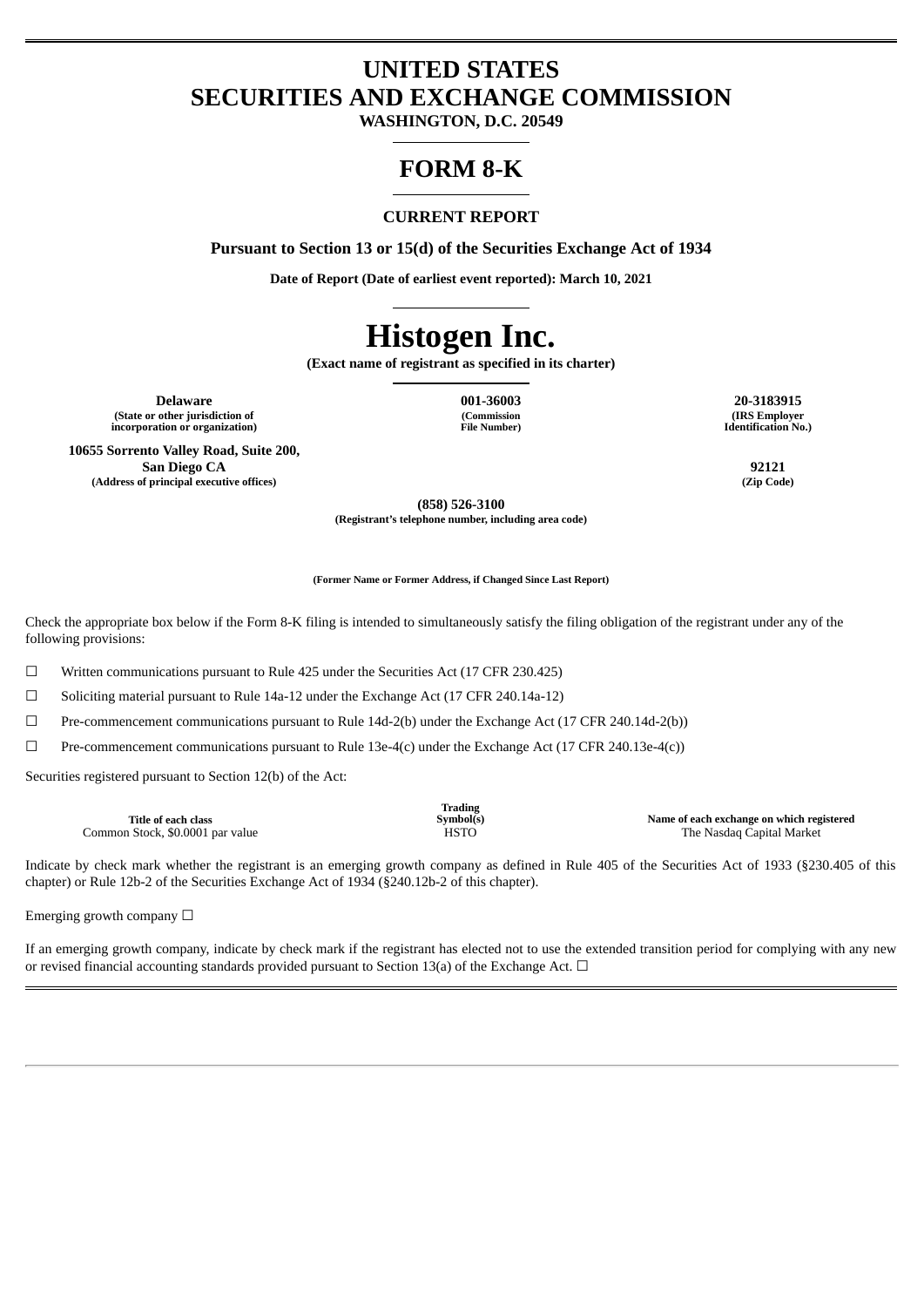# UNITED STATES
# SECURITIES AND EXCHANGE COMMISSION

**WASHINGTON, D.C. 20549**

# FORM 8-K

**CURRENT REPORT**

**Pursuant to Section 13 or 15(d) of the Securities Exchange Act of 1934**

**Date of Report (Date of earliest event reported): March 10, 2021**

# Histogen Inc.

**(Exact name of registrant as specified in its charter)**

| **Delaware** | **001-36003** | **20-3183915** |
|---|---|---|
| **(State or other jurisdiction of incorporation or organization)** | **(Commission File Number)** | **(IRS Employer Identification No.)** |

| **10655 Sorrento Valley Road, Suite 200, San Diego CA** | **92121** |
|---|---|
| **(Address of principal executive offices)** | **(Zip Code)** |

**(858) 526-3100**
**(Registrant's telephone number, including area code)**

**(Former Name or Former Address, if Changed Since Last Report)**

Check the appropriate box below if the Form 8-K filing is intended to simultaneously satisfy the filing obligation of the registrant under any of the following provisions:

☐ Written communications pursuant to Rule 425 under the Securities Act (17 CFR 230.425)

☐ Soliciting material pursuant to Rule 14a-12 under the Exchange Act (17 CFR 240.14a-12)

☐ Pre-commencement communications pursuant to Rule 14d-2(b) under the Exchange Act (17 CFR 240.14d-2(b))

☐ Pre-commencement communications pursuant to Rule 13e-4(c) under the Exchange Act (17 CFR 240.13e-4(c))

Securities registered pursuant to Section 12(b) of the Act:

| **Title of each class** | **Trading Symbol(s)** | **Name of each exchange on which registered** |
|---|---|---|
| Common Stock, $0.0001 par value | HSTO | The Nasdaq Capital Market |

Indicate by check mark whether the registrant is an emerging growth company as defined in Rule 405 of the Securities Act of 1933 (§230.405 of this chapter) or Rule 12b-2 of the Securities Exchange Act of 1934 (§240.12b-2 of this chapter).

Emerging growth company ☐

If an emerging growth company, indicate by check mark if the registrant has elected not to use the extended transition period for complying with any new or revised financial accounting standards provided pursuant to Section 13(a) of the Exchange Act. ☐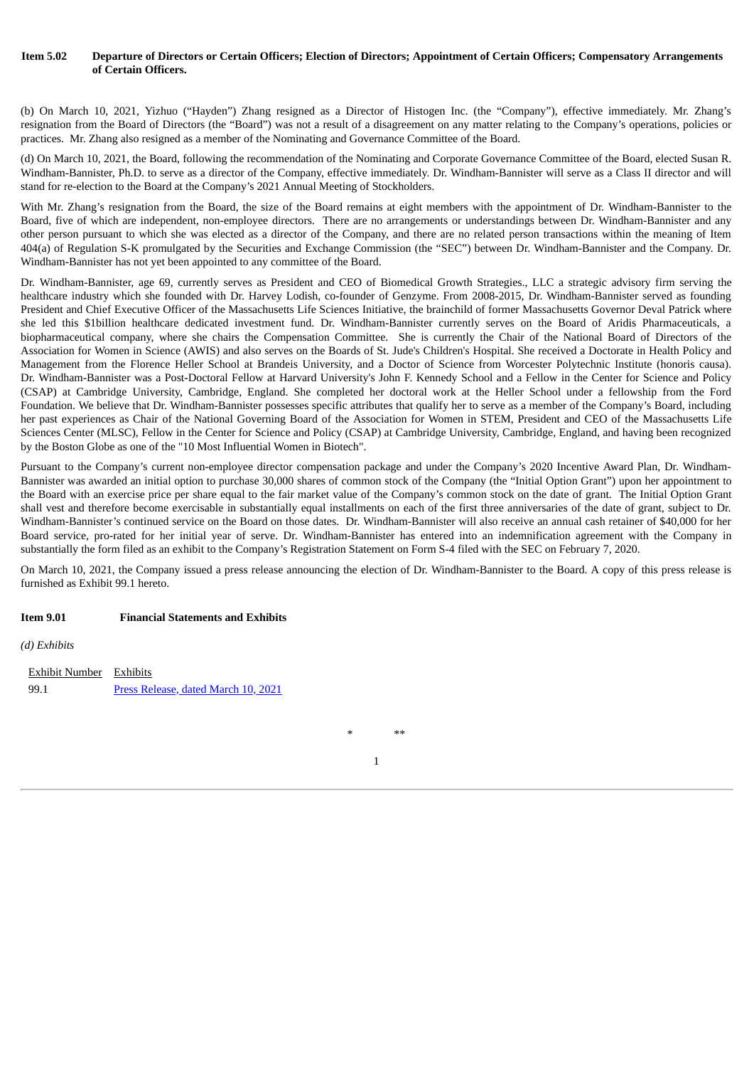**Item 5.02 Departure of Directors or Certain Officers; Election of Directors; Appointment of Certain Officers; Compensatory Arrangements of Certain Officers.**

(b) On March 10, 2021, Yizhuo ("Hayden") Zhang resigned as a Director of Histogen Inc. (the "Company"), effective immediately. Mr. Zhang's resignation from the Board of Directors (the "Board") was not a result of a disagreement on any matter relating to the Company's operations, policies or practices. Mr. Zhang also resigned as a member of the Nominating and Governance Committee of the Board.

(d) On March 10, 2021, the Board, following the recommendation of the Nominating and Corporate Governance Committee of the Board, elected Susan R. Windham-Bannister, Ph.D. to serve as a director of the Company, effective immediately. Dr. Windham-Bannister will serve as a Class II director and will stand for re-election to the Board at the Company's 2021 Annual Meeting of Stockholders.

With Mr. Zhang's resignation from the Board, the size of the Board remains at eight members with the appointment of Dr. Windham-Bannister to the Board, five of which are independent, non-employee directors. There are no arrangements or understandings between Dr. Windham-Bannister and any other person pursuant to which she was elected as a director of the Company, and there are no related person transactions within the meaning of Item 404(a) of Regulation S-K promulgated by the Securities and Exchange Commission (the "SEC") between Dr. Windham-Bannister and the Company. Dr. Windham-Bannister has not yet been appointed to any committee of the Board.

Dr. Windham-Bannister, age 69, currently serves as President and CEO of Biomedical Growth Strategies., LLC a strategic advisory firm serving the healthcare industry which she founded with Dr. Harvey Lodish, co-founder of Genzyme. From 2008-2015, Dr. Windham-Bannister served as founding President and Chief Executive Officer of the Massachusetts Life Sciences Initiative, the brainchild of former Massachusetts Governor Deval Patrick where she led this $1billion healthcare dedicated investment fund. Dr. Windham-Bannister currently serves on the Board of Aridis Pharmaceuticals, a biopharmaceutical company, where she chairs the Compensation Committee. She is currently the Chair of the National Board of Directors of the Association for Women in Science (AWIS) and also serves on the Boards of St. Jude's Children's Hospital. She received a Doctorate in Health Policy and Management from the Florence Heller School at Brandeis University, and a Doctor of Science from Worcester Polytechnic Institute (honoris causa). Dr. Windham-Bannister was a Post-Doctoral Fellow at Harvard University's John F. Kennedy School and a Fellow in the Center for Science and Policy (CSAP) at Cambridge University, Cambridge, England. She completed her doctoral work at the Heller School under a fellowship from the Ford Foundation. We believe that Dr. Windham-Bannister possesses specific attributes that qualify her to serve as a member of the Company's Board, including her past experiences as Chair of the National Governing Board of the Association for Women in STEM, President and CEO of the Massachusetts Life Sciences Center (MLSC), Fellow in the Center for Science and Policy (CSAP) at Cambridge University, Cambridge, England, and having been recognized by the Boston Globe as one of the "10 Most Influential Women in Biotech".

Pursuant to the Company's current non-employee director compensation package and under the Company's 2020 Incentive Award Plan, Dr. Windham-Bannister was awarded an initial option to purchase 30,000 shares of common stock of the Company (the "Initial Option Grant") upon her appointment to the Board with an exercise price per share equal to the fair market value of the Company's common stock on the date of grant. The Initial Option Grant shall vest and therefore become exercisable in substantially equal installments on each of the first three anniversaries of the date of grant, subject to Dr. Windham-Bannister's continued service on the Board on those dates. Dr. Windham-Bannister will also receive an annual cash retainer of $40,000 for her Board service, pro-rated for her initial year of serve. Dr. Windham-Bannister has entered into an indemnification agreement with the Company in substantially the form filed as an exhibit to the Company's Registration Statement on Form S-4 filed with the SEC on February 7, 2020.

On March 10, 2021, the Company issued a press release announcing the election of Dr. Windham-Bannister to the Board. A copy of this press release is furnished as Exhibit 99.1 hereto.

**Item 9.01 Financial Statements and Exhibits**

*(d) Exhibits*

| Exhibit Number | Exhibits |
|---|---|
| 99.1 | Press Release, dated March 10, 2021 |

\* \*\*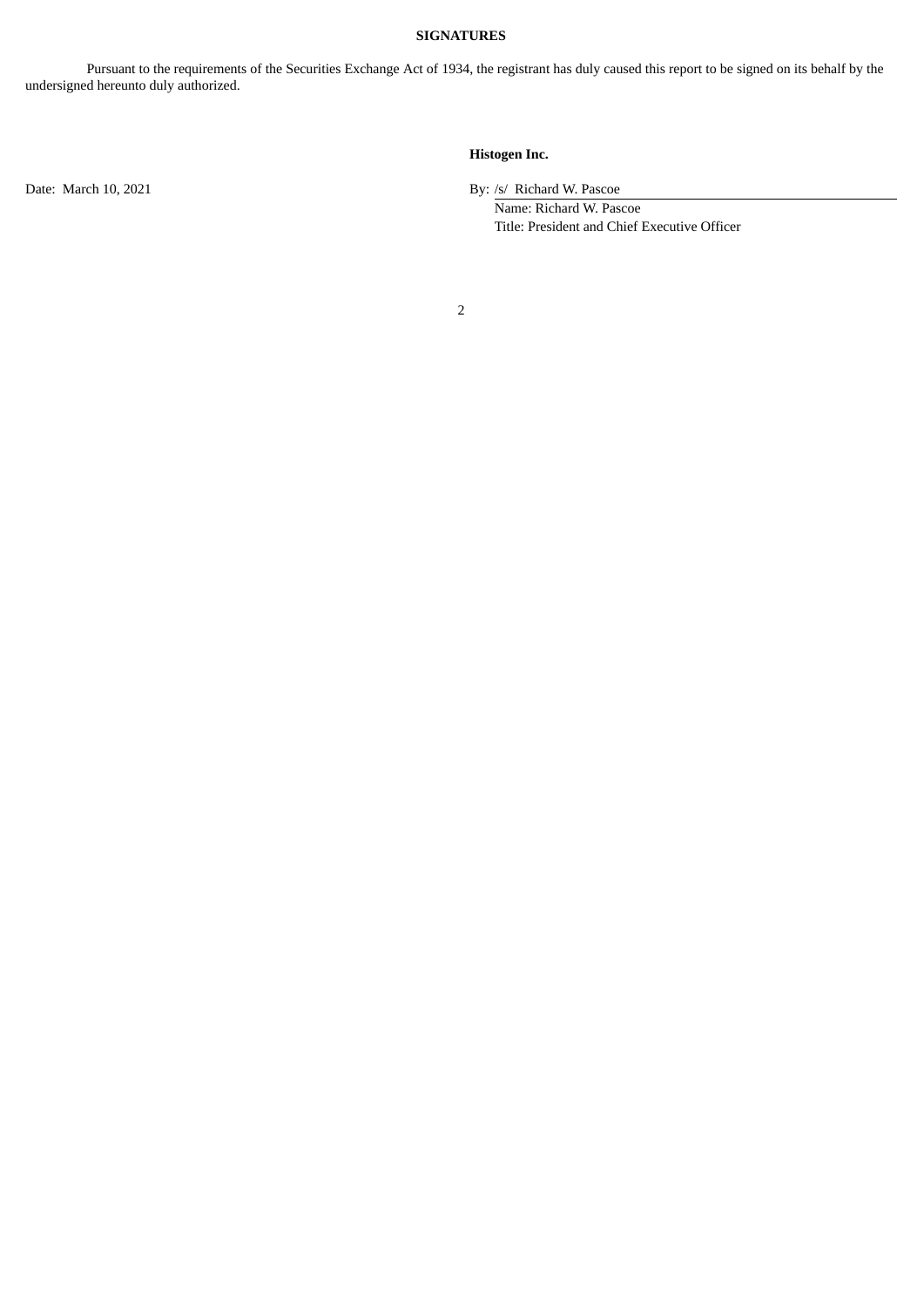**SIGNATURES**

Pursuant to the requirements of the Securities Exchange Act of 1934, the registrant has duly caused this report to be signed on its behalf by the undersigned hereunto duly authorized.

**Histogen Inc.**

Date: March 10, 2021

By: /s/ Richard W. Pascoe

Name: Richard W. Pascoe

Title: President and Chief Executive Officer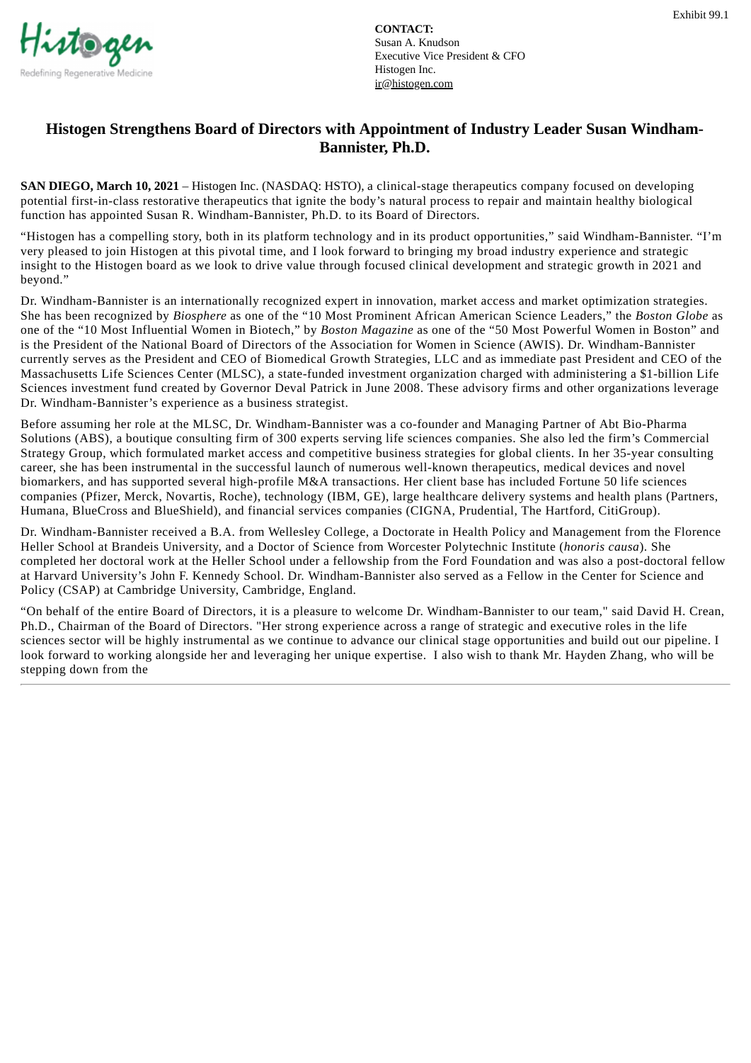Exhibit 99.1

Histogen
Redefining Regenerative Medicine

**CONTACT:**
Susan A. Knudson
Executive Vice President & CFO
Histogen Inc.
ir@histogen.com

# Histogen Strengthens Board of Directors with Appointment of Industry Leader Susan Windham-Bannister, Ph.D.

**SAN DIEGO, March 10, 2021** – Histogen Inc. (NASDAQ: HSTO), a clinical-stage therapeutics company focused on developing potential first-in-class restorative therapeutics that ignite the body's natural process to repair and maintain healthy biological function has appointed Susan R. Windham-Bannister, Ph.D. to its Board of Directors.

"Histogen has a compelling story, both in its platform technology and in its product opportunities," said Windham-Bannister. "I'm very pleased to join Histogen at this pivotal time, and I look forward to bringing my broad industry experience and strategic insight to the Histogen board as we look to drive value through focused clinical development and strategic growth in 2021 and beyond."

Dr. Windham-Bannister is an internationally recognized expert in innovation, market access and market optimization strategies. She has been recognized by *Biosphere* as one of the "10 Most Prominent African American Science Leaders," the *Boston Globe* as one of the "10 Most Influential Women in Biotech," by *Boston Magazine* as one of the "50 Most Powerful Women in Boston" and is the President of the National Board of Directors of the Association for Women in Science (AWIS). Dr. Windham-Bannister currently serves as the President and CEO of Biomedical Growth Strategies, LLC and as immediate past President and CEO of the Massachusetts Life Sciences Center (MLSC), a state-funded investment organization charged with administering a $1-billion Life Sciences investment fund created by Governor Deval Patrick in June 2008. These advisory firms and other organizations leverage Dr. Windham-Bannister's experience as a business strategist.

Before assuming her role at the MLSC, Dr. Windham-Bannister was a co-founder and Managing Partner of Abt Bio-Pharma Solutions (ABS), a boutique consulting firm of 300 experts serving life sciences companies. She also led the firm's Commercial Strategy Group, which formulated market access and competitive business strategies for global clients. In her 35-year consulting career, she has been instrumental in the successful launch of numerous well-known therapeutics, medical devices and novel biomarkers, and has supported several high-profile M&A transactions. Her client base has included Fortune 50 life sciences companies (Pfizer, Merck, Novartis, Roche), technology (IBM, GE), large healthcare delivery systems and health plans (Partners, Humana, BlueCross and BlueShield), and financial services companies (CIGNA, Prudential, The Hartford, CitiGroup).

Dr. Windham-Bannister received a B.A. from Wellesley College, a Doctorate in Health Policy and Management from the Florence Heller School at Brandeis University, and a Doctor of Science from Worcester Polytechnic Institute (*honoris causa*). She completed her doctoral work at the Heller School under a fellowship from the Ford Foundation and was also a post-doctoral fellow at Harvard University's John F. Kennedy School. Dr. Windham-Bannister also served as a Fellow in the Center for Science and Policy (CSAP) at Cambridge University, Cambridge, England.

"On behalf of the entire Board of Directors, it is a pleasure to welcome Dr. Windham-Bannister to our team," said David H. Crean, Ph.D., Chairman of the Board of Directors. "Her strong experience across a range of strategic and executive roles in the life sciences sector will be highly instrumental as we continue to advance our clinical stage opportunities and build out our pipeline. I look forward to working alongside her and leveraging her unique expertise. I also wish to thank Mr. Hayden Zhang, who will be stepping down from the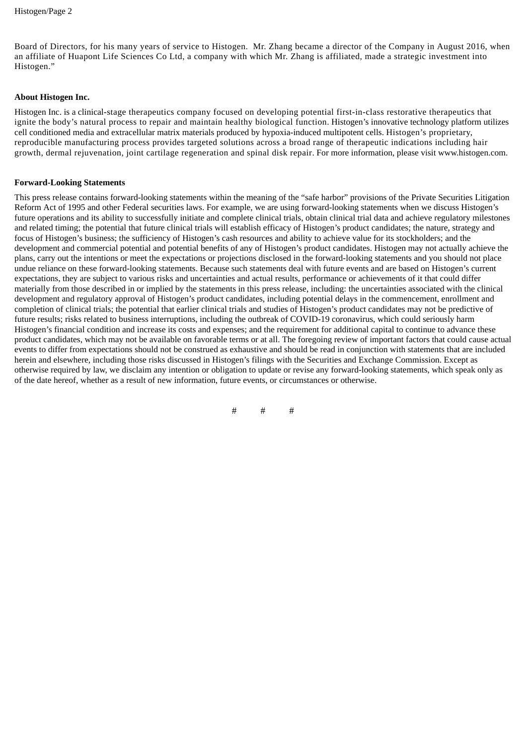Board of Directors, for his many years of service to Histogen. Mr. Zhang became a director of the Company in August 2016, when an affiliate of Huapont Life Sciences Co Ltd, a company with which Mr. Zhang is affiliated, made a strategic investment into Histogen."

**About Histogen Inc.**

Histogen Inc. is a clinical-stage therapeutics company focused on developing potential first-in-class restorative therapeutics that ignite the body's natural process to repair and maintain healthy biological function. Histogen's innovative technology platform utilizes cell conditioned media and extracellular matrix materials produced by hypoxia-induced multipotent cells. Histogen's proprietary, reproducible manufacturing process provides targeted solutions across a broad range of therapeutic indications including hair growth, dermal rejuvenation, joint cartilage regeneration and spinal disk repair. For more information, please visit www.histogen.com.

**Forward-Looking Statements**

This press release contains forward-looking statements within the meaning of the "safe harbor" provisions of the Private Securities Litigation Reform Act of 1995 and other Federal securities laws. For example, we are using forward-looking statements when we discuss Histogen's future operations and its ability to successfully initiate and complete clinical trials, obtain clinical trial data and achieve regulatory milestones and related timing; the potential that future clinical trials will establish efficacy of Histogen's product candidates; the nature, strategy and focus of Histogen's business; the sufficiency of Histogen's cash resources and ability to achieve value for its stockholders; and the development and commercial potential and potential benefits of any of Histogen's product candidates. Histogen may not actually achieve the plans, carry out the intentions or meet the expectations or projections disclosed in the forward-looking statements and you should not place undue reliance on these forward-looking statements. Because such statements deal with future events and are based on Histogen's current expectations, they are subject to various risks and uncertainties and actual results, performance or achievements of it that could differ materially from those described in or implied by the statements in this press release, including: the uncertainties associated with the clinical development and regulatory approval of Histogen's product candidates, including potential delays in the commencement, enrollment and completion of clinical trials; the potential that earlier clinical trials and studies of Histogen's product candidates may not be predictive of future results; risks related to business interruptions, including the outbreak of COVID-19 coronavirus, which could seriously harm Histogen's financial condition and increase its costs and expenses; and the requirement for additional capital to continue to advance these product candidates, which may not be available on favorable terms or at all. The foregoing review of important factors that could cause actual events to differ from expectations should not be construed as exhaustive and should be read in conjunction with statements that are included herein and elsewhere, including those risks discussed in Histogen's filings with the Securities and Exchange Commission. Except as otherwise required by law, we disclaim any intention or obligation to update or revise any forward-looking statements, which speak only as of the date hereof, whether as a result of new information, future events, or circumstances or otherwise.

# # #